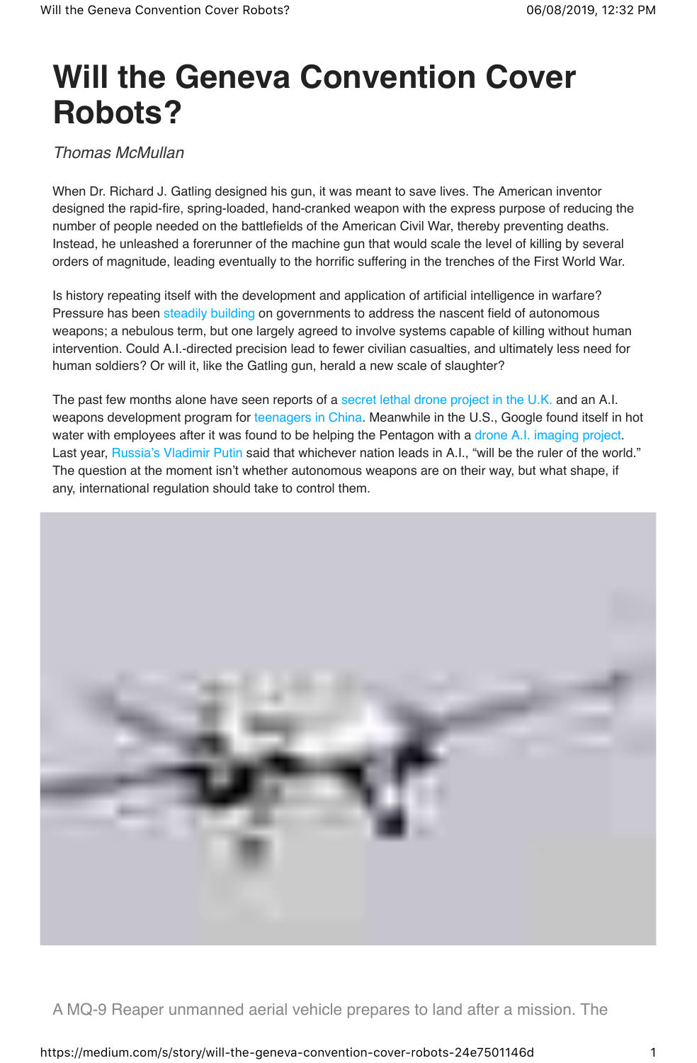# Will the Geneva Convention Cover Robots?

*Thomas McMullan*

When Dr. Richard J. Gatling designed his gun, it was meant to save lives. The American inventor designed the rapid-fire, spring-loaded, hand-cranked weapon with the express purpose of reducing the number of people needed on the battlefields of the American Civil War, thereby preventing deaths. Instead, he unleashed a forerunner of the machine gun that would scale the level of killing by several orders of magnitude, leading eventually to the horrific suffering in the trenches of the First World War.

Is history repeating itself with the development and application of artificial intelligence in warfare? Pressure has been steadily building on governments to address the nascent field of autonomous weapons; a nebulous term, but one largely agreed to involve systems capable of killing without human intervention. Could A.I.-directed precision lead to fewer civilian casualties, and ultimately less need for human soldiers? Or will it, like the Gatling gun, herald a new scale of slaughter?

The past few months alone have seen reports of a secret lethal drone project in the U.K. and an A.I. weapons development program for teenagers in China. Meanwhile in the U.S., Google found itself in hot water with employees after it was found to be helping the Pentagon with a drone A.I. imaging project. Last year, Russia's Vladimir Putin said that whichever nation leads in A.I., "will be the ruler of the world." The question at the moment isn't whether autonomous weapons are on their way, but what shape, if any, international regulation should take to control them.

A MQ-9 Reaper unmanned aerial vehicle prepares to land after a mission. The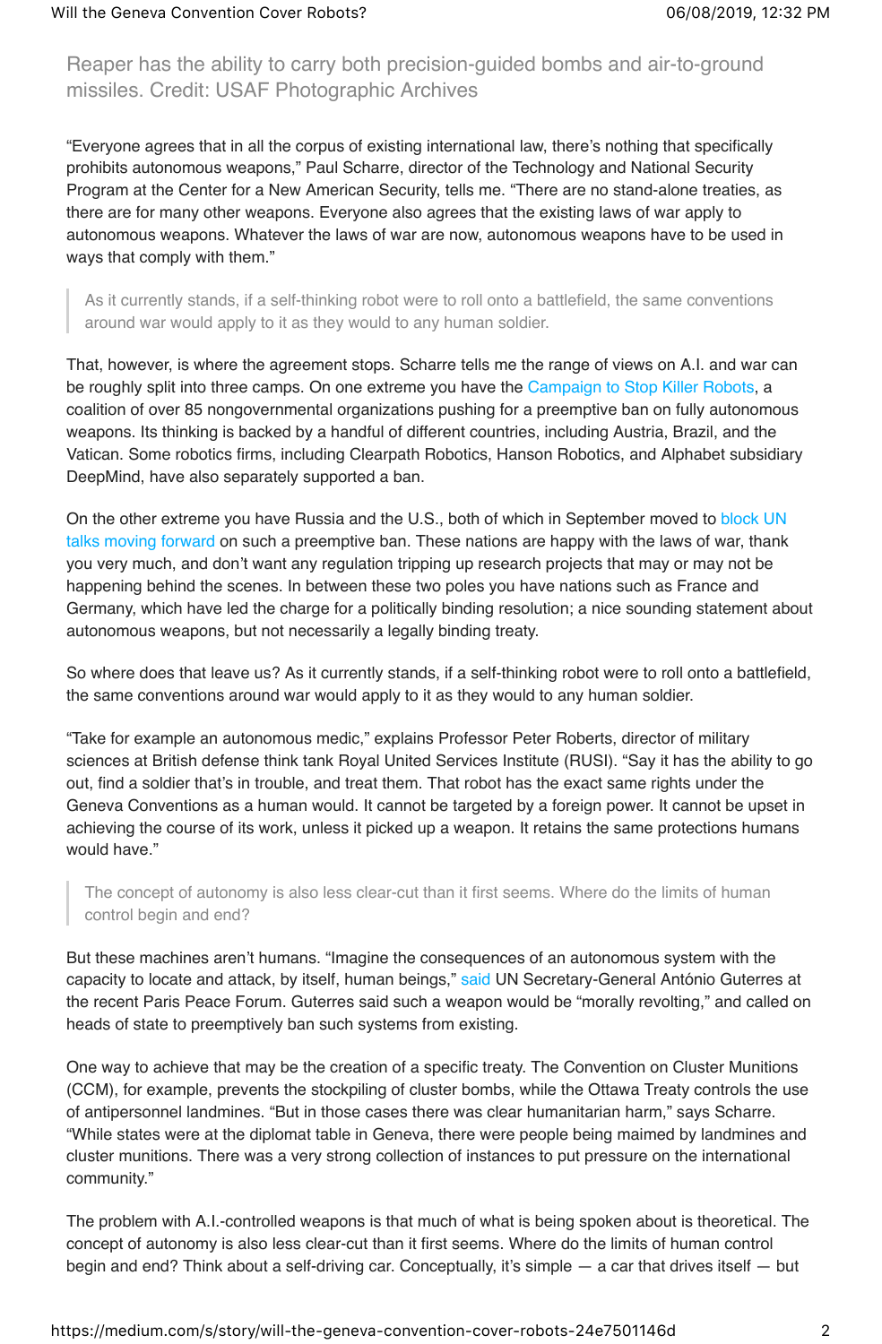Reaper has the ability to carry both precision-guided bombs and air-to-ground missiles. Credit: USAF Photographic Archives

"Everyone agrees that in all the corpus of existing international law, there's nothing that specifically prohibits autonomous weapons," Paul Scharre, director of the Technology and National Security Program at the Center for a New American Security, tells me. "There are no stand-alone treaties, as there are for many other weapons. Everyone also agrees that the existing laws of war apply to autonomous weapons. Whatever the laws of war are now, autonomous weapons have to be used in ways that comply with them."

> As it currently stands, if a self-thinking robot were to roll onto a battlefield, the same conventions around war would apply to it as they would to any human soldier.

That, however, is where the agreement stops. Scharre tells me the range of views on A.I. and war can be roughly split into three camps. On one extreme you have the Campaign to Stop Killer Robots, a coalition of over 85 nongovernmental organizations pushing for a preemptive ban on fully autonomous weapons. Its thinking is backed by a handful of different countries, including Austria, Brazil, and the Vatican. Some robotics firms, including Clearpath Robotics, Hanson Robotics, and Alphabet subsidiary DeepMind, have also separately supported a ban.

On the other extreme you have Russia and the U.S., both of which in September moved to block UN talks moving forward on such a preemptive ban. These nations are happy with the laws of war, thank you very much, and don't want any regulation tripping up research projects that may or may not be happening behind the scenes. In between these two poles you have nations such as France and Germany, which have led the charge for a politically binding resolution; a nice sounding statement about autonomous weapons, but not necessarily a legally binding treaty.

So where does that leave us? As it currently stands, if a self-thinking robot were to roll onto a battlefield, the same conventions around war would apply to it as they would to any human soldier.

"Take for example an autonomous medic," explains Professor Peter Roberts, director of military sciences at British defense think tank Royal United Services Institute (RUSI). "Say it has the ability to go out, find a soldier that's in trouble, and treat them. That robot has the exact same rights under the Geneva Conventions as a human would. It cannot be targeted by a foreign power. It cannot be upset in achieving the course of its work, unless it picked up a weapon. It retains the same protections humans would have."

> The concept of autonomy is also less clear-cut than it first seems. Where do the limits of human control begin and end?

But these machines aren't humans. "Imagine the consequences of an autonomous system with the capacity to locate and attack, by itself, human beings," said UN Secretary-General António Guterres at the recent Paris Peace Forum. Guterres said such a weapon would be "morally revolting," and called on heads of state to preemptively ban such systems from existing.

One way to achieve that may be the creation of a specific treaty. The Convention on Cluster Munitions (CCM), for example, prevents the stockpiling of cluster bombs, while the Ottawa Treaty controls the use of antipersonnel landmines. "But in those cases there was clear humanitarian harm," says Scharre. "While states were at the diplomat table in Geneva, there were people being maimed by landmines and cluster munitions. There was a very strong collection of instances to put pressure on the international community."

The problem with A.I.-controlled weapons is that much of what is being spoken about is theoretical. The concept of autonomy is also less clear-cut than it first seems. Where do the limits of human control begin and end? Think about a self-driving car. Conceptually, it's simple — a car that drives itself — but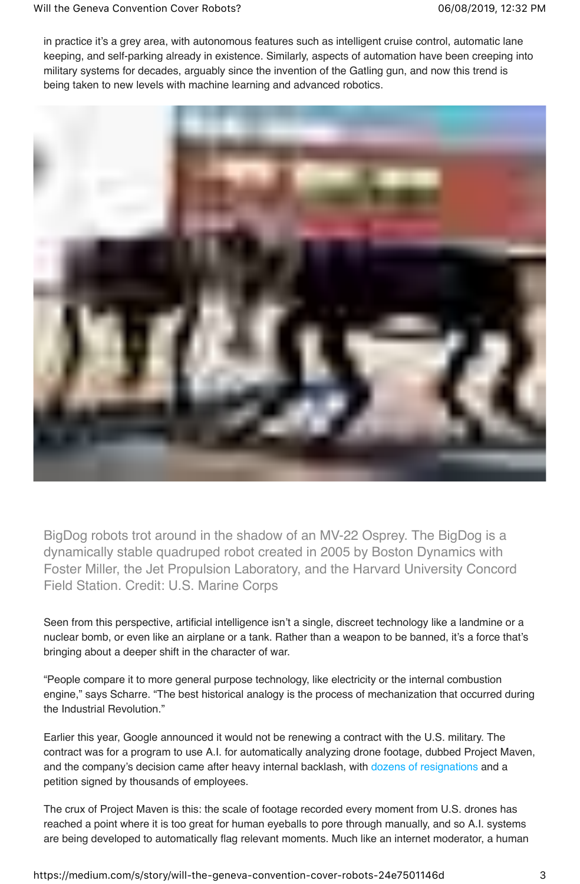in practice it's a grey area, with autonomous features such as intelligent cruise control, automatic lane keeping, and self-parking already in existence. Similarly, aspects of automation have been creeping into military systems for decades, arguably since the invention of the Gatling gun, and now this trend is being taken to new levels with machine learning and advanced robotics.

BigDog robots trot around in the shadow of an MV-22 Osprey. The BigDog is a dynamically stable quadruped robot created in 2005 by Boston Dynamics with Foster Miller, the Jet Propulsion Laboratory, and the Harvard University Concord Field Station. Credit: U.S. Marine Corps

Seen from this perspective, artificial intelligence isn't a single, discreet technology like a landmine or a nuclear bomb, or even like an airplane or a tank. Rather than a weapon to be banned, it's a force that's bringing about a deeper shift in the character of war.

"People compare it to more general purpose technology, like electricity or the internal combustion engine," says Scharre. "The best historical analogy is the process of mechanization that occurred during the Industrial Revolution."

Earlier this year, Google announced it would not be renewing a contract with the U.S. military. The contract was for a program to use A.I. for automatically analyzing drone footage, dubbed Project Maven, and the company's decision came after heavy internal backlash, with dozens of resignations and a petition signed by thousands of employees.

The crux of Project Maven is this: the scale of footage recorded every moment from U.S. drones has reached a point where it is too great for human eyeballs to pore through manually, and so A.I. systems are being developed to automatically flag relevant moments. Much like an internet moderator, a human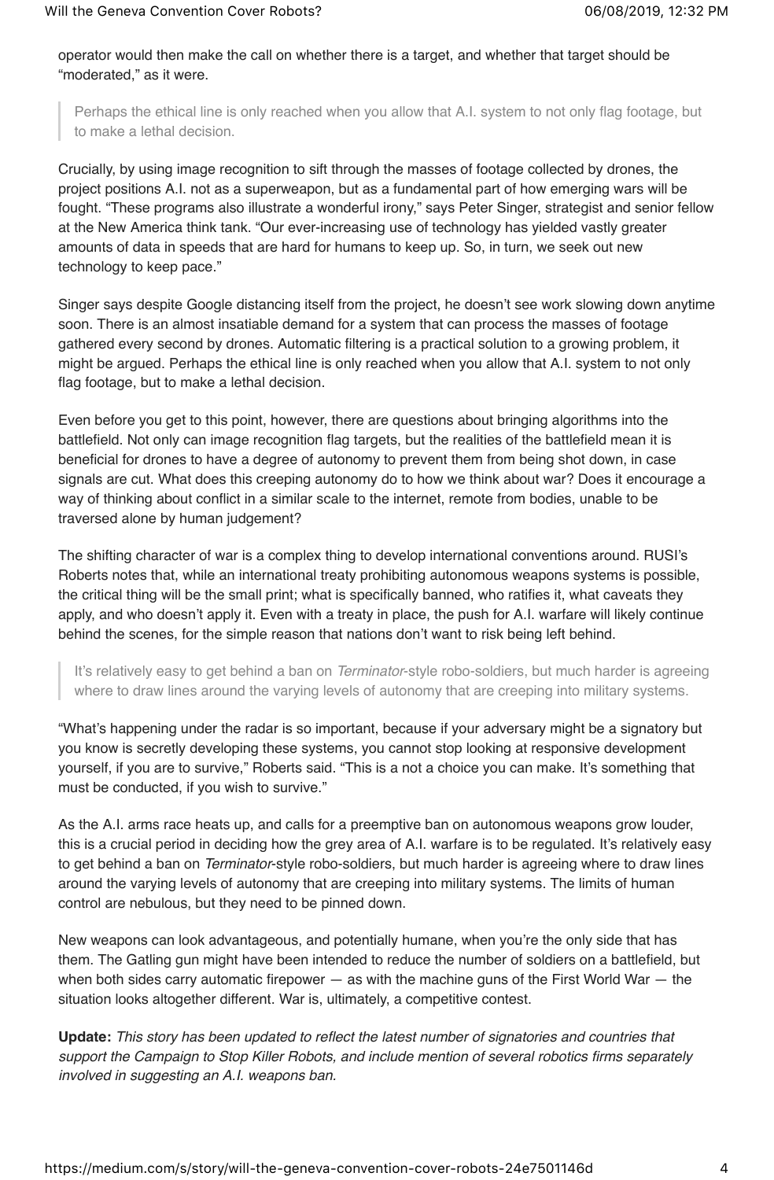operator would then make the call on whether there is a target, and whether that target should be "moderated," as it were.

> Perhaps the ethical line is only reached when you allow that A.I. system to not only flag footage, but to make a lethal decision.

Crucially, by using image recognition to sift through the masses of footage collected by drones, the project positions A.I. not as a superweapon, but as a fundamental part of how emerging wars will be fought. "These programs also illustrate a wonderful irony," says Peter Singer, strategist and senior fellow at the New America think tank. "Our ever-increasing use of technology has yielded vastly greater amounts of data in speeds that are hard for humans to keep up. So, in turn, we seek out new technology to keep pace."

Singer says despite Google distancing itself from the project, he doesn't see work slowing down anytime soon. There is an almost insatiable demand for a system that can process the masses of footage gathered every second by drones. Automatic filtering is a practical solution to a growing problem, it might be argued. Perhaps the ethical line is only reached when you allow that A.I. system to not only flag footage, but to make a lethal decision.

Even before you get to this point, however, there are questions about bringing algorithms into the battlefield. Not only can image recognition flag targets, but the realities of the battlefield mean it is beneficial for drones to have a degree of autonomy to prevent them from being shot down, in case signals are cut. What does this creeping autonomy do to how we think about war? Does it encourage a way of thinking about conflict in a similar scale to the internet, remote from bodies, unable to be traversed alone by human judgement?

The shifting character of war is a complex thing to develop international conventions around. RUSI's Roberts notes that, while an international treaty prohibiting autonomous weapons systems is possible, the critical thing will be the small print; what is specifically banned, who ratifies it, what caveats they apply, and who doesn't apply it. Even with a treaty in place, the push for A.I. warfare will likely continue behind the scenes, for the simple reason that nations don't want to risk being left behind.

> It's relatively easy to get behind a ban on *Terminator*-style robo-soldiers, but much harder is agreeing where to draw lines around the varying levels of autonomy that are creeping into military systems.

"What's happening under the radar is so important, because if your adversary might be a signatory but you know is secretly developing these systems, you cannot stop looking at responsive development yourself, if you are to survive," Roberts said. "This is a not a choice you can make. It's something that must be conducted, if you wish to survive."

As the A.I. arms race heats up, and calls for a preemptive ban on autonomous weapons grow louder, this is a crucial period in deciding how the grey area of A.I. warfare is to be regulated. It's relatively easy to get behind a ban on *Terminator*-style robo-soldiers, but much harder is agreeing where to draw lines around the varying levels of autonomy that are creeping into military systems. The limits of human control are nebulous, but they need to be pinned down.

New weapons can look advantageous, and potentially humane, when you're the only side that has them. The Gatling gun might have been intended to reduce the number of soldiers on a battlefield, but when both sides carry automatic firepower — as with the machine guns of the First World War — the situation looks altogether different. War is, ultimately, a competitive contest.

**Update:** *This story has been updated to reflect the latest number of signatories and countries that support the Campaign to Stop Killer Robots, and include mention of several robotics firms separately involved in suggesting an A.I. weapons ban.*